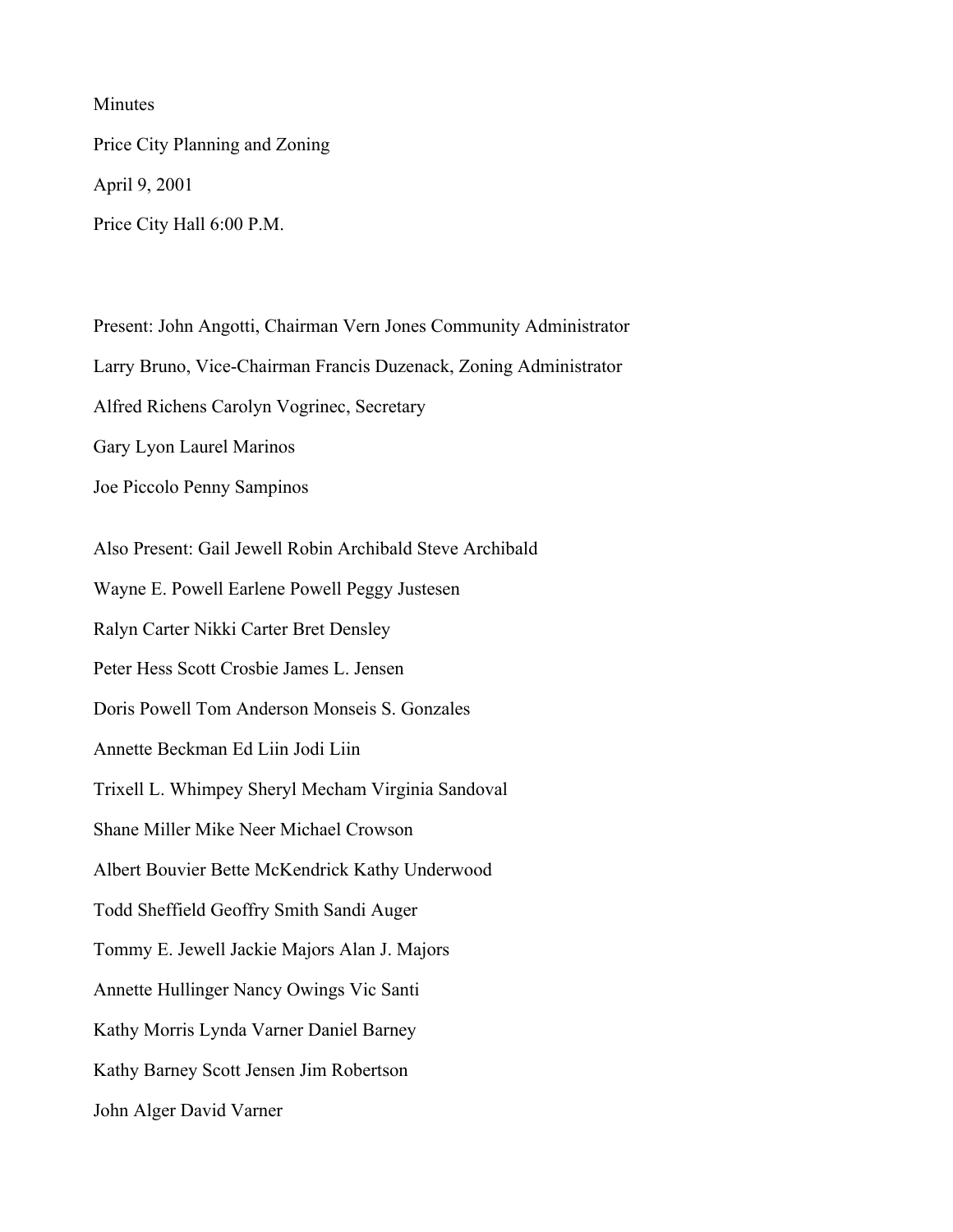Minutes

Price City Planning and Zoning

April 9, 2001

Price City Hall 6:00 P.M.

Present: John Angotti, Chairman Vern Jones Community Administrator

Larry Bruno, Vice-Chairman Francis Duzenack, Zoning Administrator

Alfred Richens Carolyn Vogrinec, Secretary

Gary Lyon Laurel Marinos

Joe Piccolo Penny Sampinos

Also Present: Gail Jewell Robin Archibald Steve Archibald

Wayne E. Powell Earlene Powell Peggy Justesen

Ralyn Carter Nikki Carter Bret Densley

Peter Hess Scott Crosbie James L. Jensen

Doris Powell Tom Anderson Monseis S. Gonzales

Annette Beckman Ed Liin Jodi Liin

Trixell L. Whimpey Sheryl Mecham Virginia Sandoval

Shane Miller Mike Neer Michael Crowson

Albert Bouvier Bette McKendrick Kathy Underwood

Todd Sheffield Geoffry Smith Sandi Auger

Tommy E. Jewell Jackie Majors Alan J. Majors

Annette Hullinger Nancy Owings Vic Santi

Kathy Morris Lynda Varner Daniel Barney

Kathy Barney Scott Jensen Jim Robertson

John Alger David Varner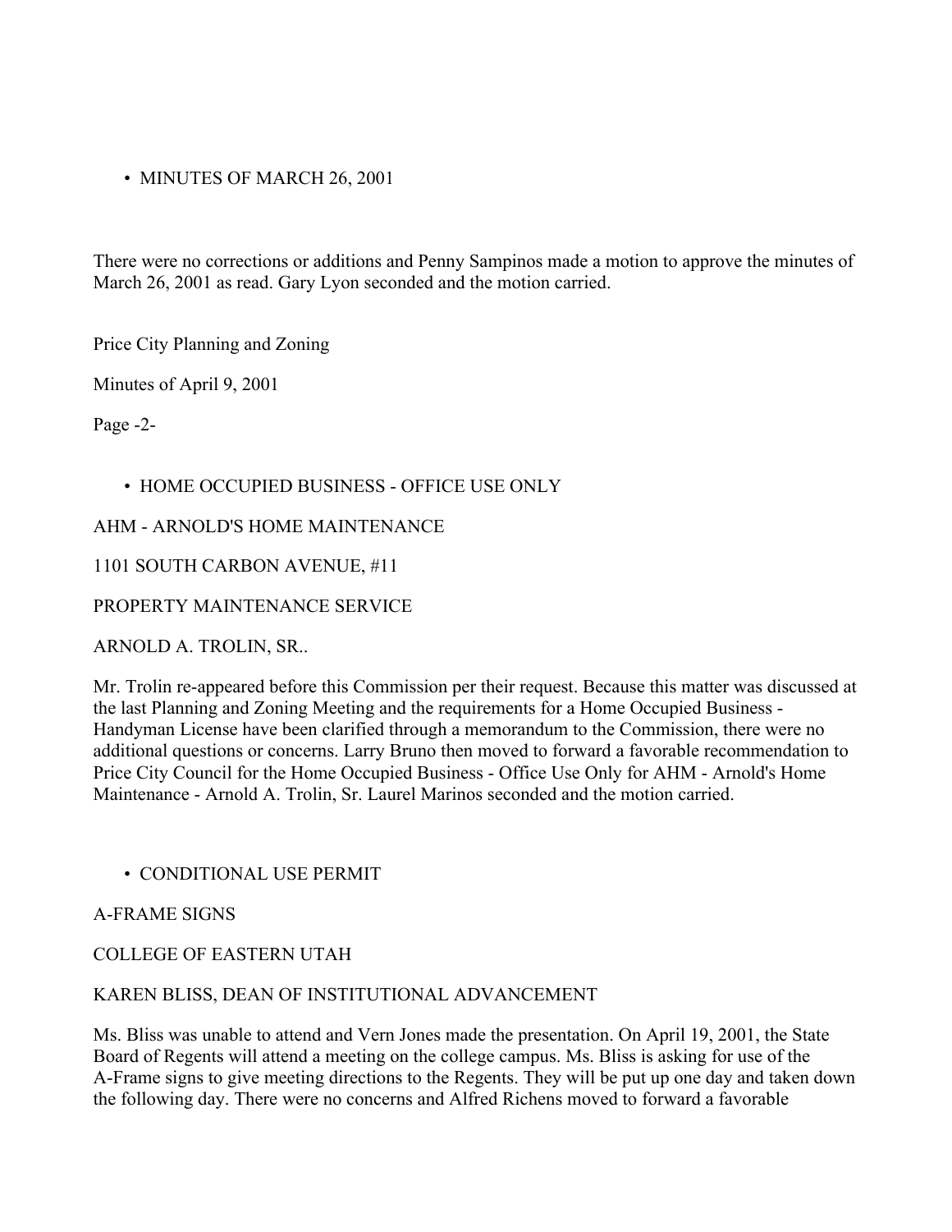- MINUTES OF MARCH 26, 2001

There were no corrections or additions and Penny Sampinos made a motion to approve the minutes of March 26, 2001 as read. Gary Lyon seconded and the motion carried.

- HOME OCCUPIED BUSINESS - OFFICE USE ONLY

AHM - ARNOLD'S HOME MAINTENANCE

1101 SOUTH CARBON AVENUE, #11

PROPERTY MAINTENANCE SERVICE

ARNOLD A. TROLIN, SR..

Mr. Trolin re-appeared before this Commission per their request. Because this matter was discussed at the last Planning and Zoning Meeting and the requirements for a Home Occupied Business - Handyman License have been clarified through a memorandum to the Commission, there were no additional questions or concerns. Larry Bruno then moved to forward a favorable recommendation to Price City Council for the Home Occupied Business - Office Use Only for AHM - Arnold's Home Maintenance - Arnold A. Trolin, Sr. Laurel Marinos seconded and the motion carried.

- CONDITIONAL USE PERMIT

A-FRAME SIGNS

COLLEGE OF EASTERN UTAH

KAREN BLISS, DEAN OF INSTITUTIONAL ADVANCEMENT

Ms. Bliss was unable to attend and Vern Jones made the presentation. On April 19, 2001, the State Board of Regents will attend a meeting on the college campus. Ms. Bliss is asking for use of the A-Frame signs to give meeting directions to the Regents. They will be put up one day and taken down the following day. There were no concerns and Alfred Richens moved to forward a favorable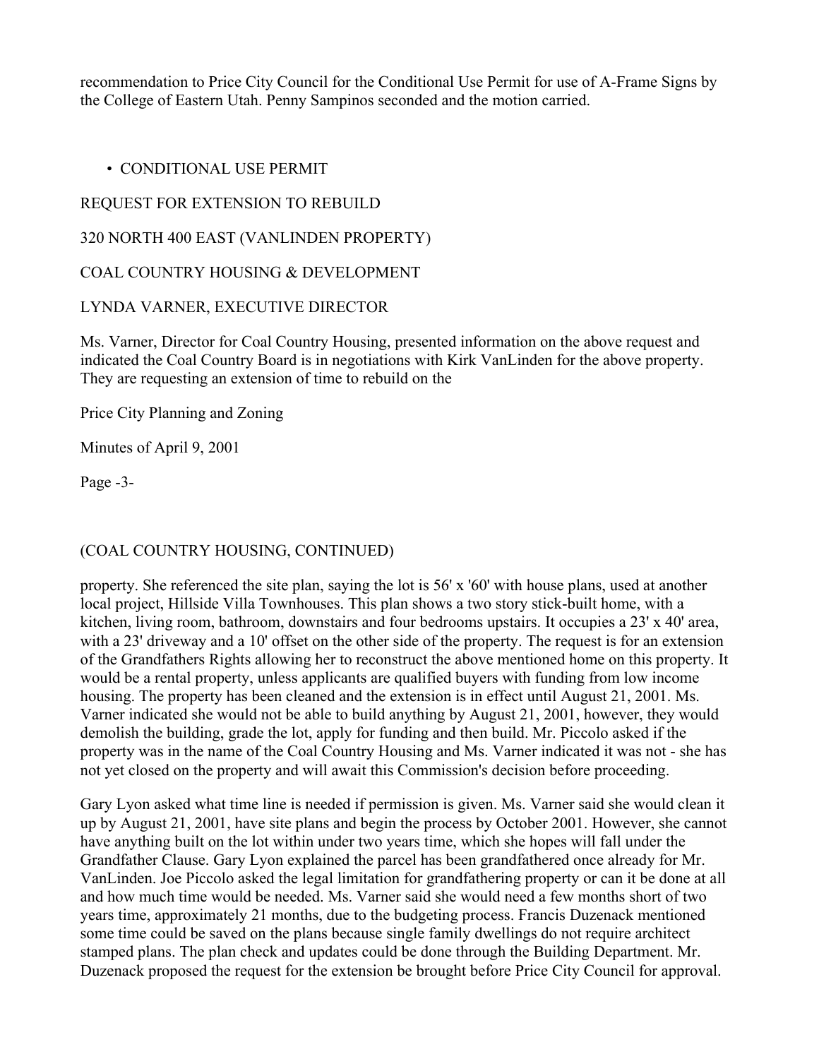recommendation to Price City Council for the Conditional Use Permit for use of A-Frame Signs by the College of Eastern Utah. Penny Sampinos seconded and the motion carried.

- CONDITIONAL USE PERMIT

REQUEST FOR EXTENSION TO REBUILD

320 NORTH 400 EAST (VANLINDEN PROPERTY)

COAL COUNTRY HOUSING & DEVELOPMENT

LYNDA VARNER, EXECUTIVE DIRECTOR

Ms. Varner, Director for Coal Country Housing, presented information on the above request and indicated the Coal Country Board is in negotiations with Kirk VanLinden for the above property. They are requesting an extension of time to rebuild on the

(COAL COUNTRY HOUSING, CONTINUED)

property. She referenced the site plan, saying the lot is 56' x '60' with house plans, used at another local project, Hillside Villa Townhouses. This plan shows a two story stick-built home, with a kitchen, living room, bathroom, downstairs and four bedrooms upstairs. It occupies a 23' x 40' area, with a 23' driveway and a 10' offset on the other side of the property. The request is for an extension of the Grandfathers Rights allowing her to reconstruct the above mentioned home on this property. It would be a rental property, unless applicants are qualified buyers with funding from low income housing. The property has been cleaned and the extension is in effect until August 21, 2001. Ms. Varner indicated she would not be able to build anything by August 21, 2001, however, they would demolish the building, grade the lot, apply for funding and then build. Mr. Piccolo asked if the property was in the name of the Coal Country Housing and Ms. Varner indicated it was not - she has not yet closed on the property and will await this Commission's decision before proceeding.

Gary Lyon asked what time line is needed if permission is given. Ms. Varner said she would clean it up by August 21, 2001, have site plans and begin the process by October 2001. However, she cannot have anything built on the lot within under two years time, which she hopes will fall under the Grandfather Clause. Gary Lyon explained the parcel has been grandfathered once already for Mr. VanLinden. Joe Piccolo asked the legal limitation for grandfathering property or can it be done at all and how much time would be needed. Ms. Varner said she would need a few months short of two years time, approximately 21 months, due to the budgeting process. Francis Duzenack mentioned some time could be saved on the plans because single family dwellings do not require architect stamped plans. The plan check and updates could be done through the Building Department. Mr. Duzenack proposed the request for the extension be brought before Price City Council for approval.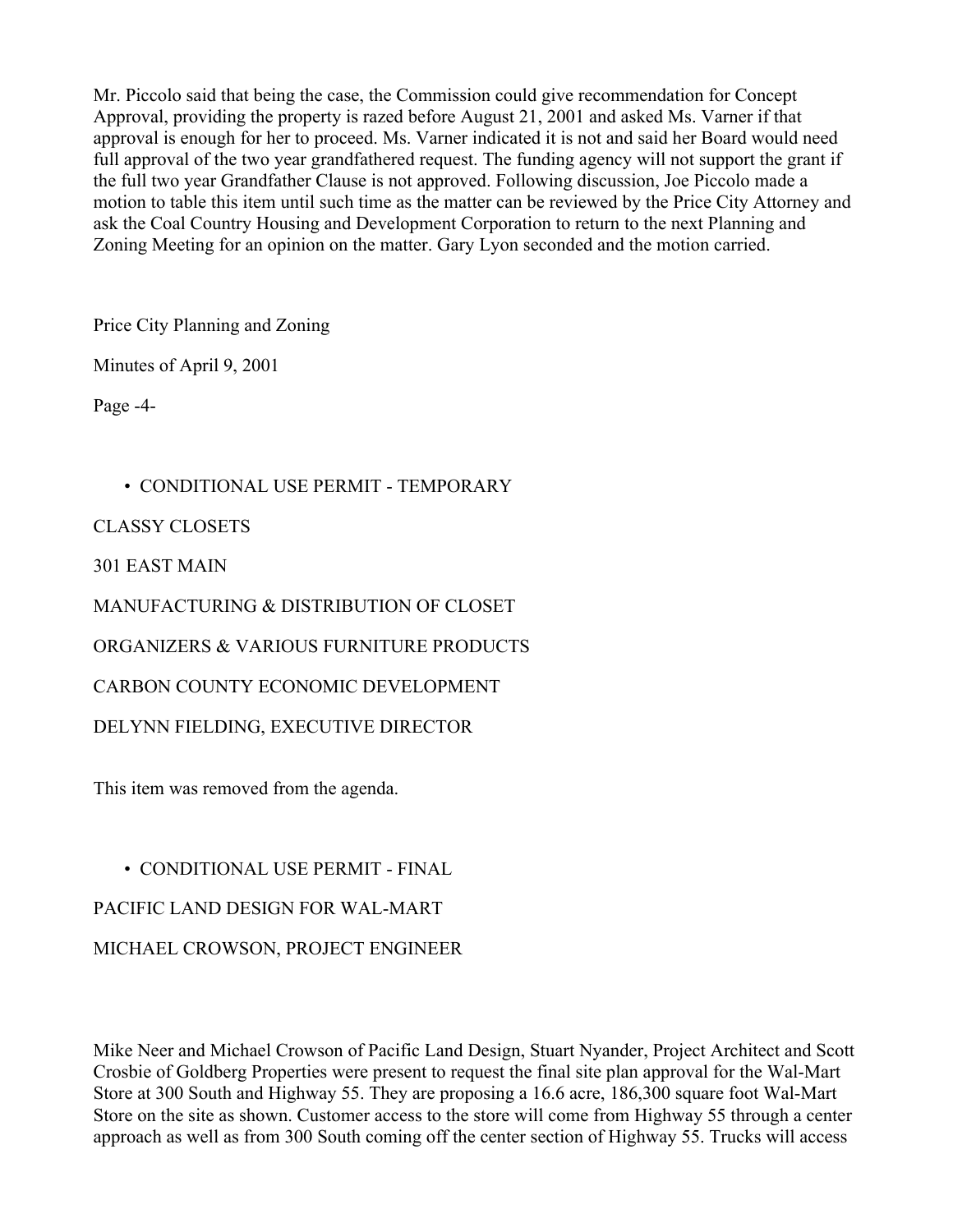Mr. Piccolo said that being the case, the Commission could give recommendation for Concept Approval, providing the property is razed before August 21, 2001 and asked Ms. Varner if that approval is enough for her to proceed. Ms. Varner indicated it is not and said her Board would need full approval of the two year grandfathered request. The funding agency will not support the grant if the full two year Grandfather Clause is not approved. Following discussion, Joe Piccolo made a motion to table this item until such time as the matter can be reviewed by the Price City Attorney and ask the Coal Country Housing and Development Corporation to return to the next Planning and Zoning Meeting for an opinion on the matter. Gary Lyon seconded and the motion carried.

Price City Planning and Zoning

Minutes of April 9, 2001

Page -4-

- CONDITIONAL USE PERMIT - TEMPORARY

CLASSY CLOSETS

301 EAST MAIN

MANUFACTURING & DISTRIBUTION OF CLOSET

ORGANIZERS & VARIOUS FURNITURE PRODUCTS

CARBON COUNTY ECONOMIC DEVELOPMENT

DELYNN FIELDING, EXECUTIVE DIRECTOR

This item was removed from the agenda.

- CONDITIONAL USE PERMIT - FINAL

PACIFIC LAND DESIGN FOR WAL-MART

MICHAEL CROWSON, PROJECT ENGINEER

Mike Neer and Michael Crowson of Pacific Land Design, Stuart Nyander, Project Architect and Scott Crosbie of Goldberg Properties were present to request the final site plan approval for the Wal-Mart Store at 300 South and Highway 55. They are proposing a 16.6 acre, 186,300 square foot Wal-Mart Store on the site as shown. Customer access to the store will come from Highway 55 through a center approach as well as from 300 South coming off the center section of Highway 55. Trucks will access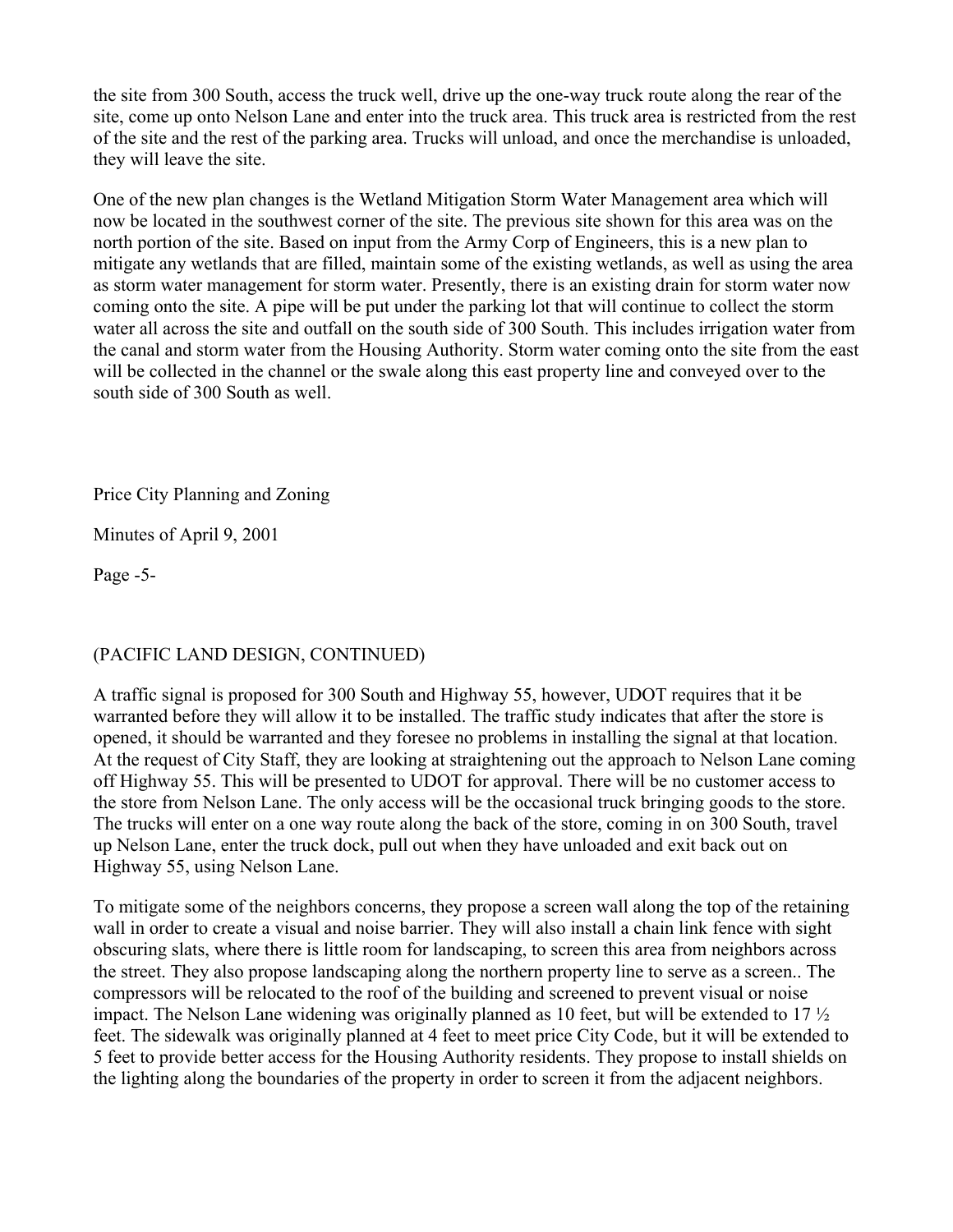the site from 300 South, access the truck well, drive up the one-way truck route along the rear of the site, come up onto Nelson Lane and enter into the truck area. This truck area is restricted from the rest of the site and the rest of the parking area. Trucks will unload, and once the merchandise is unloaded, they will leave the site.

One of the new plan changes is the Wetland Mitigation Storm Water Management area which will now be located in the southwest corner of the site. The previous site shown for this area was on the north portion of the site. Based on input from the Army Corp of Engineers, this is a new plan to mitigate any wetlands that are filled, maintain some of the existing wetlands, as well as using the area as storm water management for storm water. Presently, there is an existing drain for storm water now coming onto the site. A pipe will be put under the parking lot that will continue to collect the storm water all across the site and outfall on the south side of 300 South. This includes irrigation water from the canal and storm water from the Housing Authority. Storm water coming onto the site from the east will be collected in the channel or the swale along this east property line and conveyed over to the south side of 300 South as well.

(PACIFIC LAND DESIGN, CONTINUED)

A traffic signal is proposed for 300 South and Highway 55, however, UDOT requires that it be warranted before they will allow it to be installed. The traffic study indicates that after the store is opened, it should be warranted and they foresee no problems in installing the signal at that location. At the request of City Staff, they are looking at straightening out the approach to Nelson Lane coming off Highway 55. This will be presented to UDOT for approval. There will be no customer access to the store from Nelson Lane. The only access will be the occasional truck bringing goods to the store. The trucks will enter on a one way route along the back of the store, coming in on 300 South, travel up Nelson Lane, enter the truck dock, pull out when they have unloaded and exit back out on Highway 55, using Nelson Lane.

To mitigate some of the neighbors concerns, they propose a screen wall along the top of the retaining wall in order to create a visual and noise barrier. They will also install a chain link fence with sight obscuring slats, where there is little room for landscaping, to screen this area from neighbors across the street. They also propose landscaping along the northern property line to serve as a screen.. The compressors will be relocated to the roof of the building and screened to prevent visual or noise impact. The Nelson Lane widening was originally planned as 10 feet, but will be extended to 17 ½ feet. The sidewalk was originally planned at 4 feet to meet price City Code, but it will be extended to 5 feet to provide better access for the Housing Authority residents. They propose to install shields on the lighting along the boundaries of the property in order to screen it from the adjacent neighbors.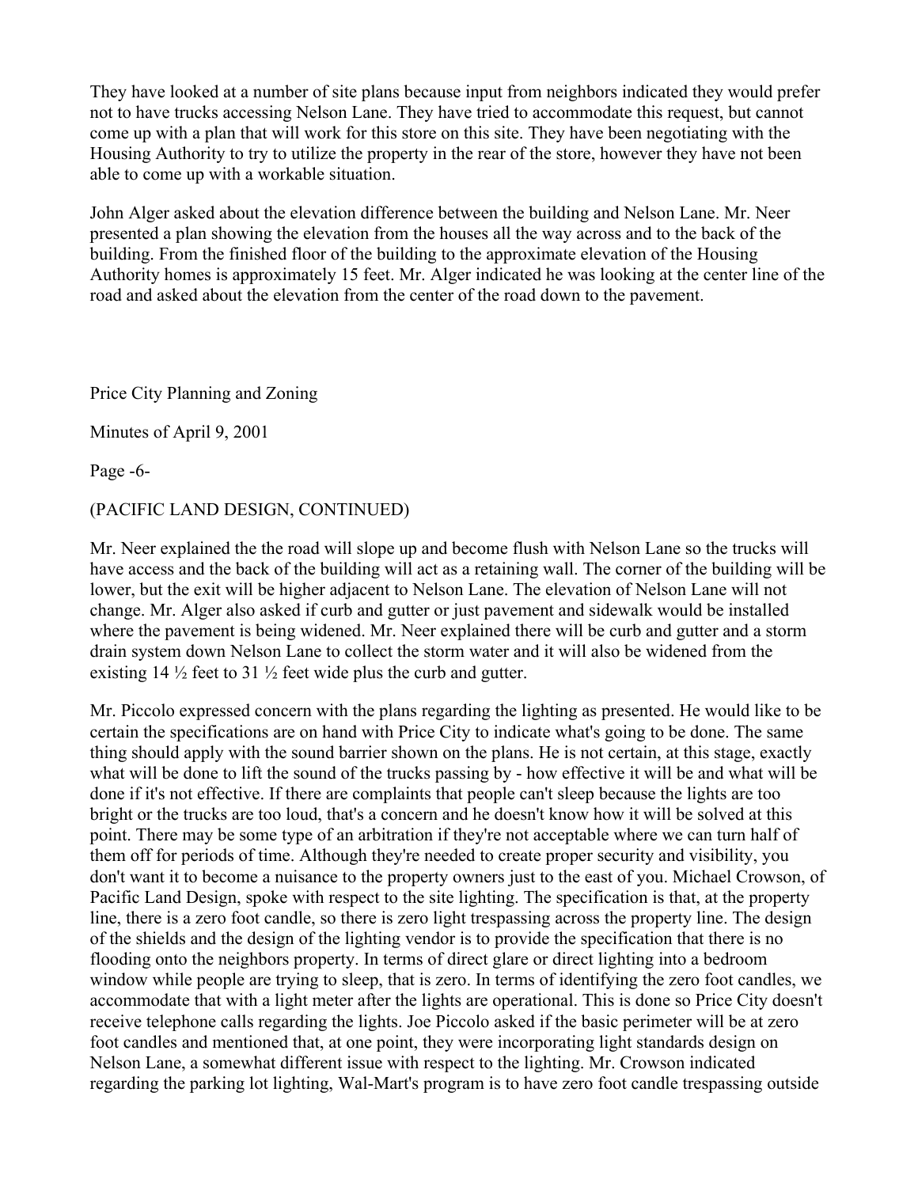They have looked at a number of site plans because input from neighbors indicated they would prefer not to have trucks accessing Nelson Lane. They have tried to accommodate this request, but cannot come up with a plan that will work for this store on this site. They have been negotiating with the Housing Authority to try to utilize the property in the rear of the store, however they have not been able to come up with a workable situation.

John Alger asked about the elevation difference between the building and Nelson Lane. Mr. Neer presented a plan showing the elevation from the houses all the way across and to the back of the building. From the finished floor of the building to the approximate elevation of the Housing Authority homes is approximately 15 feet. Mr. Alger indicated he was looking at the center line of the road and asked about the elevation from the center of the road down to the pavement.

Price City Planning and Zoning

Minutes of April 9, 2001

Page -6-

(PACIFIC LAND DESIGN, CONTINUED)

Mr. Neer explained the the road will slope up and become flush with Nelson Lane so the trucks will have access and the back of the building will act as a retaining wall. The corner of the building will be lower, but the exit will be higher adjacent to Nelson Lane. The elevation of Nelson Lane will not change. Mr. Alger also asked if curb and gutter or just pavement and sidewalk would be installed where the pavement is being widened. Mr. Neer explained there will be curb and gutter and a storm drain system down Nelson Lane to collect the storm water and it will also be widened from the existing 14 ½ feet to 31 ½ feet wide plus the curb and gutter.

Mr. Piccolo expressed concern with the plans regarding the lighting as presented. He would like to be certain the specifications are on hand with Price City to indicate what's going to be done. The same thing should apply with the sound barrier shown on the plans. He is not certain, at this stage, exactly what will be done to lift the sound of the trucks passing by - how effective it will be and what will be done if it's not effective. If there are complaints that people can't sleep because the lights are too bright or the trucks are too loud, that's a concern and he doesn't know how it will be solved at this point. There may be some type of an arbitration if they're not acceptable where we can turn half of them off for periods of time. Although they're needed to create proper security and visibility, you don't want it to become a nuisance to the property owners just to the east of you. Michael Crowson, of Pacific Land Design, spoke with respect to the site lighting. The specification is that, at the property line, there is a zero foot candle, so there is zero light trespassing across the property line. The design of the shields and the design of the lighting vendor is to provide the specification that there is no flooding onto the neighbors property. In terms of direct glare or direct lighting into a bedroom window while people are trying to sleep, that is zero. In terms of identifying the zero foot candles, we accommodate that with a light meter after the lights are operational. This is done so Price City doesn't receive telephone calls regarding the lights. Joe Piccolo asked if the basic perimeter will be at zero foot candles and mentioned that, at one point, they were incorporating light standards design on Nelson Lane, a somewhat different issue with respect to the lighting. Mr. Crowson indicated regarding the parking lot lighting, Wal-Mart's program is to have zero foot candle trespassing outside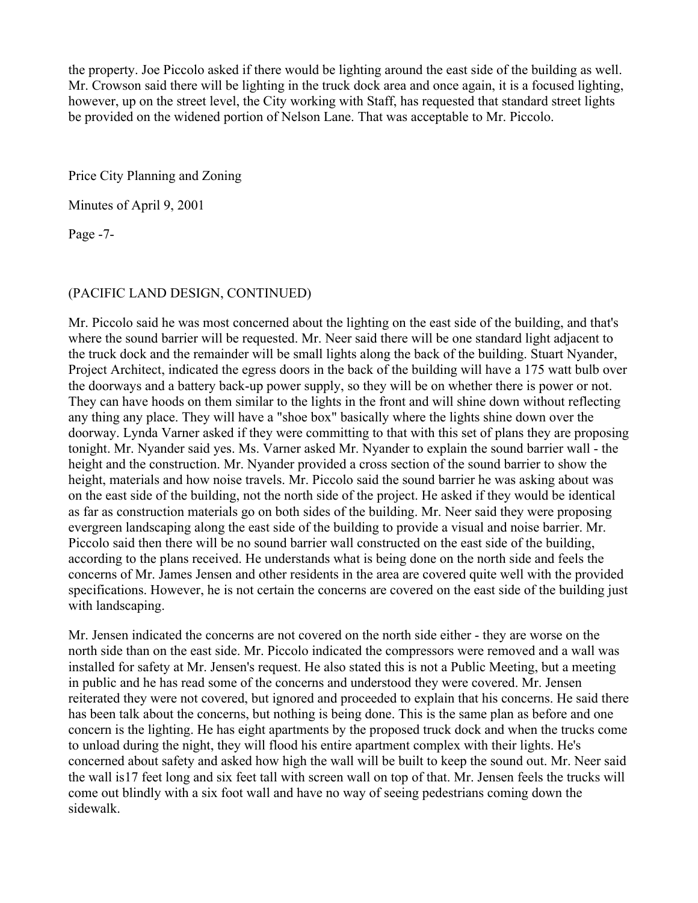the property. Joe Piccolo asked if there would be lighting around the east side of the building as well. Mr. Crowson said there will be lighting in the truck dock area and once again, it is a focused lighting, however, up on the street level, the City working with Staff, has requested that standard street lights be provided on the widened portion of Nelson Lane. That was acceptable to Mr. Piccolo.

(PACIFIC LAND DESIGN, CONTINUED)

Mr. Piccolo said he was most concerned about the lighting on the east side of the building, and that's where the sound barrier will be requested. Mr. Neer said there will be one standard light adjacent to the truck dock and the remainder will be small lights along the back of the building. Stuart Nyander, Project Architect, indicated the egress doors in the back of the building will have a 175 watt bulb over the doorways and a battery back-up power supply, so they will be on whether there is power or not. They can have hoods on them similar to the lights in the front and will shine down without reflecting any thing any place. They will have a "shoe box" basically where the lights shine down over the doorway. Lynda Varner asked if they were committing to that with this set of plans they are proposing tonight. Mr. Nyander said yes. Ms. Varner asked Mr. Nyander to explain the sound barrier wall - the height and the construction. Mr. Nyander provided a cross section of the sound barrier to show the height, materials and how noise travels. Mr. Piccolo said the sound barrier he was asking about was on the east side of the building, not the north side of the project. He asked if they would be identical as far as construction materials go on both sides of the building. Mr. Neer said they were proposing evergreen landscaping along the east side of the building to provide a visual and noise barrier. Mr. Piccolo said then there will be no sound barrier wall constructed on the east side of the building, according to the plans received. He understands what is being done on the north side and feels the concerns of Mr. James Jensen and other residents in the area are covered quite well with the provided specifications. However, he is not certain the concerns are covered on the east side of the building just with landscaping.

Mr. Jensen indicated the concerns are not covered on the north side either - they are worse on the north side than on the east side. Mr. Piccolo indicated the compressors were removed and a wall was installed for safety at Mr. Jensen's request. He also stated this is not a Public Meeting, but a meeting in public and he has read some of the concerns and understood they were covered. Mr. Jensen reiterated they were not covered, but ignored and proceeded to explain that his concerns. He said there has been talk about the concerns, but nothing is being done. This is the same plan as before and one concern is the lighting. He has eight apartments by the proposed truck dock and when the trucks come to unload during the night, they will flood his entire apartment complex with their lights. He's concerned about safety and asked how high the wall will be built to keep the sound out. Mr. Neer said the wall is17 feet long and six feet tall with screen wall on top of that. Mr. Jensen feels the trucks will come out blindly with a six foot wall and have no way of seeing pedestrians coming down the sidewalk.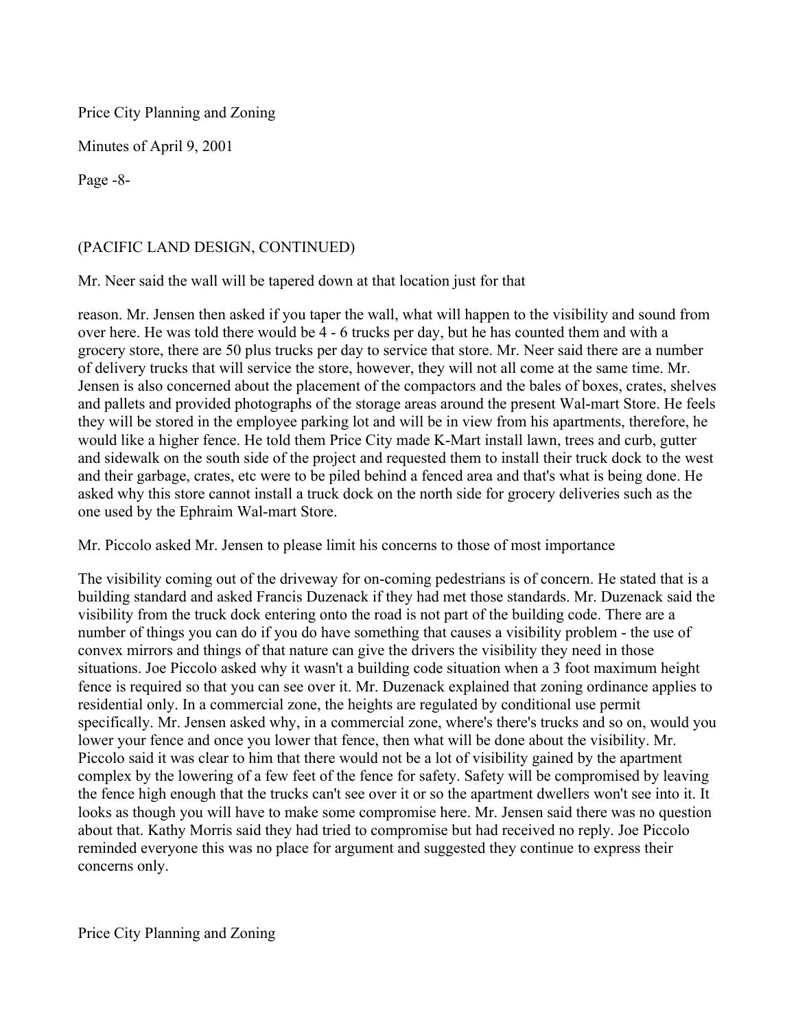(PACIFIC LAND DESIGN, CONTINUED)

Mr. Neer said the wall will be tapered down at that location just for that

reason. Mr. Jensen then asked if you taper the wall, what will happen to the visibility and sound from over here. He was told there would be 4 - 6 trucks per day, but he has counted them and with a grocery store, there are 50 plus trucks per day to service that store. Mr. Neer said there are a number of delivery trucks that will service the store, however, they will not all come at the same time. Mr. Jensen is also concerned about the placement of the compactors and the bales of boxes, crates, shelves and pallets and provided photographs of the storage areas around the present Wal-mart Store. He feels they will be stored in the employee parking lot and will be in view from his apartments, therefore, he would like a higher fence. He told them Price City made K-Mart install lawn, trees and curb, gutter and sidewalk on the south side of the project and requested them to install their truck dock to the west and their garbage, crates, etc were to be piled behind a fenced area and that's what is being done. He asked why this store cannot install a truck dock on the north side for grocery deliveries such as the one used by the Ephraim Wal-mart Store.

Mr. Piccolo asked Mr. Jensen to please limit his concerns to those of most importance

The visibility coming out of the driveway for on-coming pedestrians is of concern. He stated that is a building standard and asked Francis Duzenack if they had met those standards. Mr. Duzenack said the visibility from the truck dock entering onto the road is not part of the building code. There are a number of things you can do if you do have something that causes a visibility problem - the use of convex mirrors and things of that nature can give the drivers the visibility they need in those situations. Joe Piccolo asked why it wasn't a building code situation when a 3 foot maximum height fence is required so that you can see over it. Mr. Duzenack explained that zoning ordinance applies to residential only. In a commercial zone, the heights are regulated by conditional use permit specifically. Mr. Jensen asked why, in a commercial zone, where's there's trucks and so on, would you lower your fence and once you lower that fence, then what will be done about the visibility. Mr. Piccolo said it was clear to him that there would not be a lot of visibility gained by the apartment complex by the lowering of a few feet of the fence for safety. Safety will be compromised by leaving the fence high enough that the trucks can't see over it or so the apartment dwellers won't see into it. It looks as though you will have to make some compromise here. Mr. Jensen said there was no question about that. Kathy Morris said they had tried to compromise but had received no reply. Joe Piccolo reminded everyone this was no place for argument and suggested they continue to express their concerns only.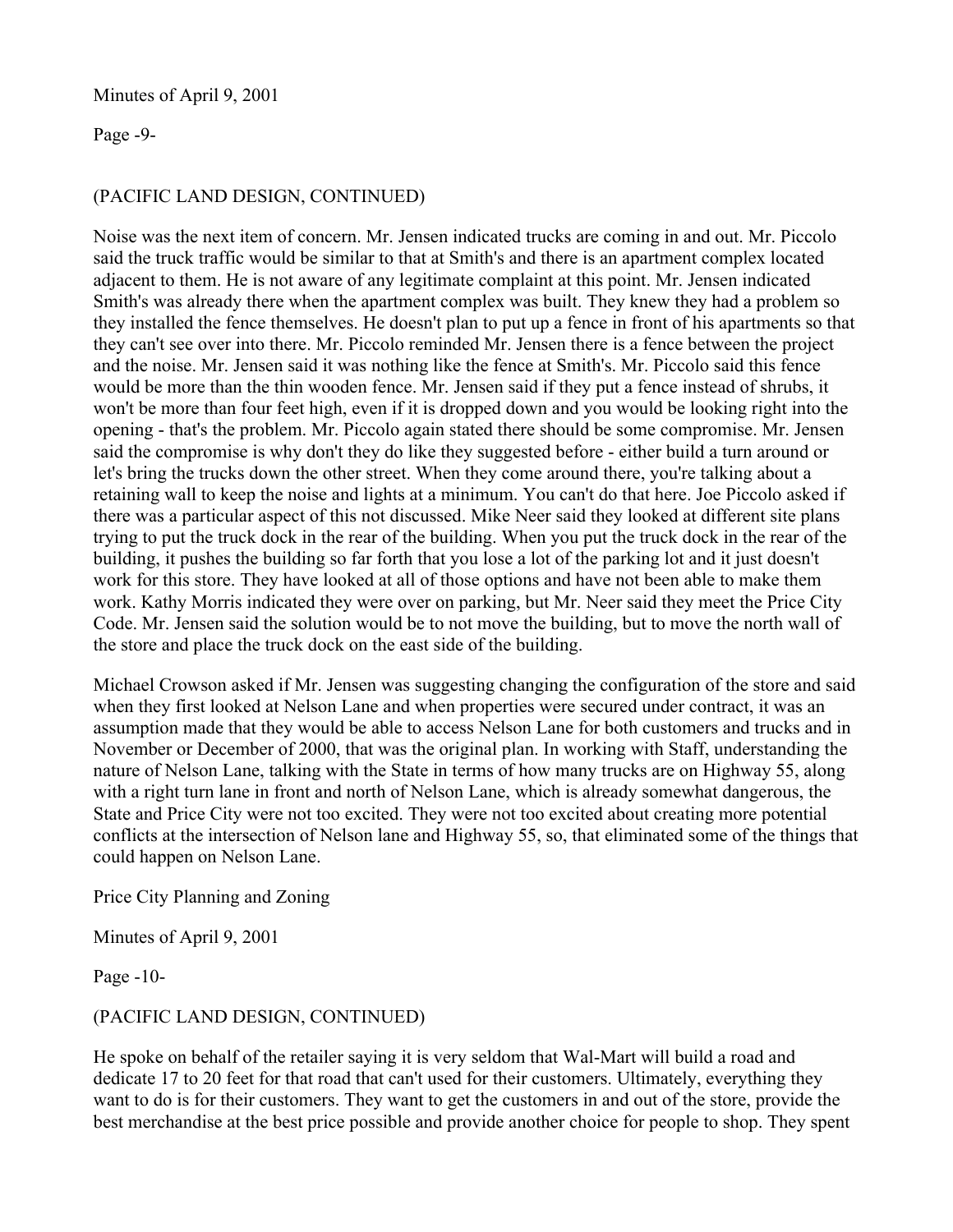(PACIFIC LAND DESIGN, CONTINUED)

Noise was the next item of concern. Mr. Jensen indicated trucks are coming in and out. Mr. Piccolo said the truck traffic would be similar to that at Smith's and there is an apartment complex located adjacent to them. He is not aware of any legitimate complaint at this point. Mr. Jensen indicated Smith's was already there when the apartment complex was built. They knew they had a problem so they installed the fence themselves. He doesn't plan to put up a fence in front of his apartments so that they can't see over into there. Mr. Piccolo reminded Mr. Jensen there is a fence between the project and the noise. Mr. Jensen said it was nothing like the fence at Smith's. Mr. Piccolo said this fence would be more than the thin wooden fence. Mr. Jensen said if they put a fence instead of shrubs, it won't be more than four feet high, even if it is dropped down and you would be looking right into the opening - that's the problem. Mr. Piccolo again stated there should be some compromise. Mr. Jensen said the compromise is why don't they do like they suggested before - either build a turn around or let's bring the trucks down the other street. When they come around there, you're talking about a retaining wall to keep the noise and lights at a minimum. You can't do that here. Joe Piccolo asked if there was a particular aspect of this not discussed. Mike Neer said they looked at different site plans trying to put the truck dock in the rear of the building. When you put the truck dock in the rear of the building, it pushes the building so far forth that you lose a lot of the parking lot and it just doesn't work for this store. They have looked at all of those options and have not been able to make them work. Kathy Morris indicated they were over on parking, but Mr. Neer said they meet the Price City Code. Mr. Jensen said the solution would be to not move the building, but to move the north wall of the store and place the truck dock on the east side of the building.

Michael Crowson asked if Mr. Jensen was suggesting changing the configuration of the store and said when they first looked at Nelson Lane and when properties were secured under contract, it was an assumption made that they would be able to access Nelson Lane for both customers and trucks and in November or December of 2000, that was the original plan. In working with Staff, understanding the nature of Nelson Lane, talking with the State in terms of how many trucks are on Highway 55, along with a right turn lane in front and north of Nelson Lane, which is already somewhat dangerous, the State and Price City were not too excited. They were not too excited about creating more potential conflicts at the intersection of Nelson lane and Highway 55, so, that eliminated some of the things that could happen on Nelson Lane.

(PACIFIC LAND DESIGN, CONTINUED)

He spoke on behalf of the retailer saying it is very seldom that Wal-Mart will build a road and dedicate 17 to 20 feet for that road that can't used for their customers. Ultimately, everything they want to do is for their customers. They want to get the customers in and out of the store, provide the best merchandise at the best price possible and provide another choice for people to shop. They spent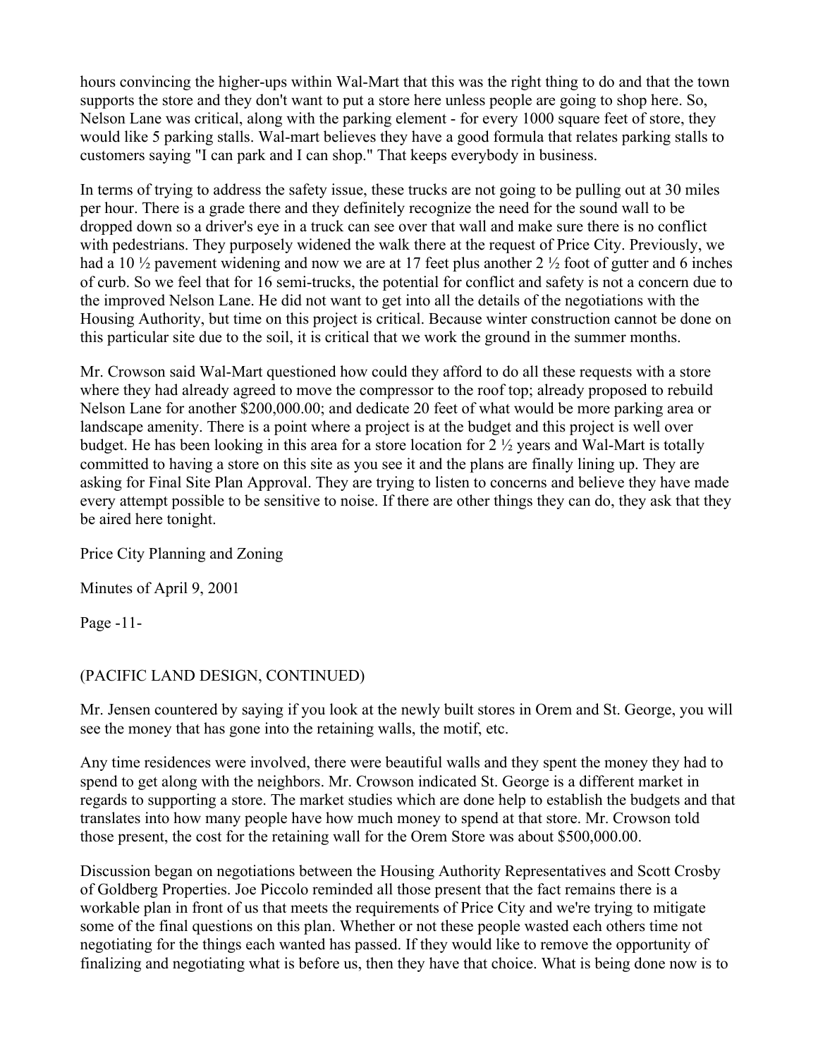hours convincing the higher-ups within Wal-Mart that this was the right thing to do and that the town supports the store and they don't want to put a store here unless people are going to shop here. So, Nelson Lane was critical, along with the parking element - for every 1000 square feet of store, they would like 5 parking stalls. Wal-mart believes they have a good formula that relates parking stalls to customers saying "I can park and I can shop." That keeps everybody in business.

In terms of trying to address the safety issue, these trucks are not going to be pulling out at 30 miles per hour. There is a grade there and they definitely recognize the need for the sound wall to be dropped down so a driver's eye in a truck can see over that wall and make sure there is no conflict with pedestrians. They purposely widened the walk there at the request of Price City. Previously, we had a 10 ½ pavement widening and now we are at 17 feet plus another 2 ½ foot of gutter and 6 inches of curb. So we feel that for 16 semi-trucks, the potential for conflict and safety is not a concern due to the improved Nelson Lane. He did not want to get into all the details of the negotiations with the Housing Authority, but time on this project is critical. Because winter construction cannot be done on this particular site due to the soil, it is critical that we work the ground in the summer months.

Mr. Crowson said Wal-Mart questioned how could they afford to do all these requests with a store where they had already agreed to move the compressor to the roof top; already proposed to rebuild Nelson Lane for another $200,000.00; and dedicate 20 feet of what would be more parking area or landscape amenity. There is a point where a project is at the budget and this project is well over budget. He has been looking in this area for a store location for 2 ½ years and Wal-Mart is totally committed to having a store on this site as you see it and the plans are finally lining up. They are asking for Final Site Plan Approval. They are trying to listen to concerns and believe they have made every attempt possible to be sensitive to noise. If there are other things they can do, they ask that they be aired here tonight.

(PACIFIC LAND DESIGN, CONTINUED)

Mr. Jensen countered by saying if you look at the newly built stores in Orem and St. George, you will see the money that has gone into the retaining walls, the motif, etc.

Any time residences were involved, there were beautiful walls and they spent the money they had to spend to get along with the neighbors. Mr. Crowson indicated St. George is a different market in regards to supporting a store. The market studies which are done help to establish the budgets and that translates into how many people have how much money to spend at that store. Mr. Crowson told those present, the cost for the retaining wall for the Orem Store was about $500,000.00.

Discussion began on negotiations between the Housing Authority Representatives and Scott Crosby of Goldberg Properties. Joe Piccolo reminded all those present that the fact remains there is a workable plan in front of us that meets the requirements of Price City and we're trying to mitigate some of the final questions on this plan. Whether or not these people wasted each others time not negotiating for the things each wanted has passed. If they would like to remove the opportunity of finalizing and negotiating what is before us, then they have that choice. What is being done now is to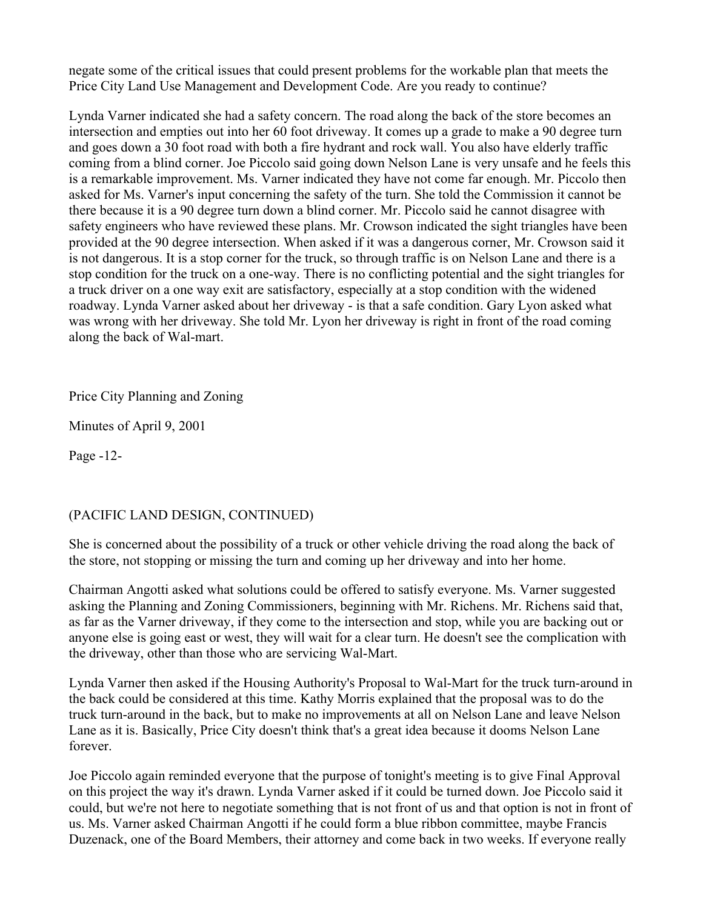negate some of the critical issues that could present problems for the workable plan that meets the Price City Land Use Management and Development Code. Are you ready to continue?

Lynda Varner indicated she had a safety concern. The road along the back of the store becomes an intersection and empties out into her 60 foot driveway. It comes up a grade to make a 90 degree turn and goes down a 30 foot road with both a fire hydrant and rock wall. You also have elderly traffic coming from a blind corner. Joe Piccolo said going down Nelson Lane is very unsafe and he feels this is a remarkable improvement. Ms. Varner indicated they have not come far enough. Mr. Piccolo then asked for Ms. Varner's input concerning the safety of the turn. She told the Commission it cannot be there because it is a 90 degree turn down a blind corner. Mr. Piccolo said he cannot disagree with safety engineers who have reviewed these plans. Mr. Crowson indicated the sight triangles have been provided at the 90 degree intersection. When asked if it was a dangerous corner, Mr. Crowson said it is not dangerous. It is a stop corner for the truck, so through traffic is on Nelson Lane and there is a stop condition for the truck on a one-way. There is no conflicting potential and the sight triangles for a truck driver on a one way exit are satisfactory, especially at a stop condition with the widened roadway. Lynda Varner asked about her driveway - is that a safe condition. Gary Lyon asked what was wrong with her driveway. She told Mr. Lyon her driveway is right in front of the road coming along the back of Wal-mart.

(PACIFIC LAND DESIGN, CONTINUED)

She is concerned about the possibility of a truck or other vehicle driving the road along the back of the store, not stopping or missing the turn and coming up her driveway and into her home.

Chairman Angotti asked what solutions could be offered to satisfy everyone. Ms. Varner suggested asking the Planning and Zoning Commissioners, beginning with Mr. Richens. Mr. Richens said that, as far as the Varner driveway, if they come to the intersection and stop, while you are backing out or anyone else is going east or west, they will wait for a clear turn. He doesn't see the complication with the driveway, other than those who are servicing Wal-Mart.

Lynda Varner then asked if the Housing Authority's Proposal to Wal-Mart for the truck turn-around in the back could be considered at this time. Kathy Morris explained that the proposal was to do the truck turn-around in the back, but to make no improvements at all on Nelson Lane and leave Nelson Lane as it is. Basically, Price City doesn't think that's a great idea because it dooms Nelson Lane forever.

Joe Piccolo again reminded everyone that the purpose of tonight's meeting is to give Final Approval on this project the way it's drawn. Lynda Varner asked if it could be turned down. Joe Piccolo said it could, but we're not here to negotiate something that is not front of us and that option is not in front of us. Ms. Varner asked Chairman Angotti if he could form a blue ribbon committee, maybe Francis Duzenack, one of the Board Members, their attorney and come back in two weeks. If everyone really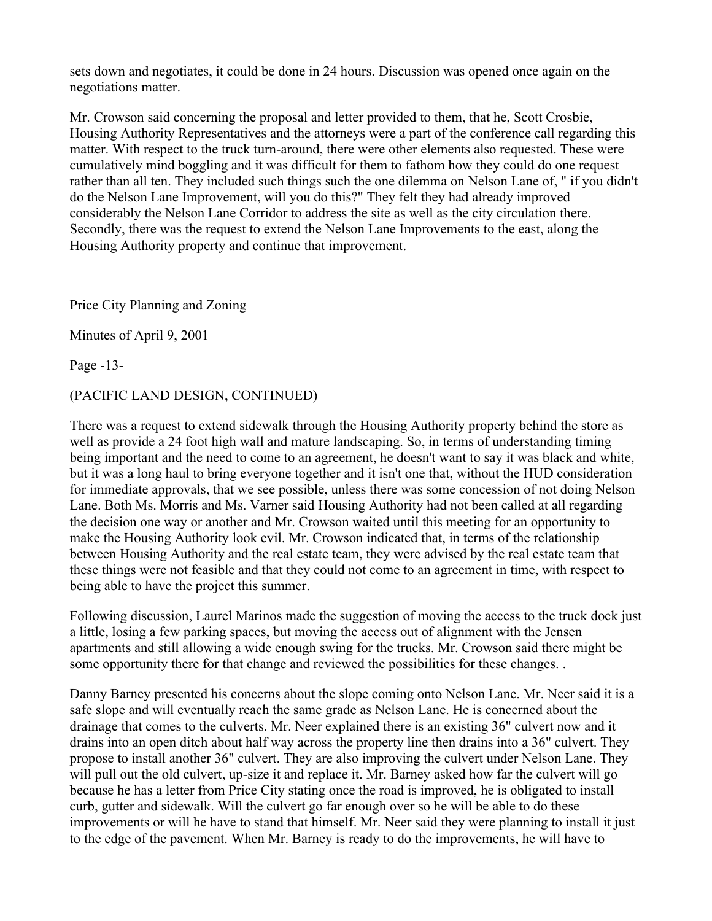sets down and negotiates, it could be done in 24 hours. Discussion was opened once again on the negotiations matter.

Mr. Crowson said concerning the proposal and letter provided to them, that he, Scott Crosbie, Housing Authority Representatives and the attorneys were a part of the conference call regarding this matter. With respect to the truck turn-around, there were other elements also requested. These were cumulatively mind boggling and it was difficult for them to fathom how they could do one request rather than all ten. They included such things such the one dilemma on Nelson Lane of, " if you didn't do the Nelson Lane Improvement, will you do this?" They felt they had already improved considerably the Nelson Lane Corridor to address the site as well as the city circulation there. Secondly, there was the request to extend the Nelson Lane Improvements to the east, along the Housing Authority property and continue that improvement.

(PACIFIC LAND DESIGN, CONTINUED)

There was a request to extend sidewalk through the Housing Authority property behind the store as well as provide a 24 foot high wall and mature landscaping. So, in terms of understanding timing being important and the need to come to an agreement, he doesn't want to say it was black and white, but it was a long haul to bring everyone together and it isn't one that, without the HUD consideration for immediate approvals, that we see possible, unless there was some concession of not doing Nelson Lane. Both Ms. Morris and Ms. Varner said Housing Authority had not been called at all regarding the decision one way or another and Mr. Crowson waited until this meeting for an opportunity to make the Housing Authority look evil. Mr. Crowson indicated that, in terms of the relationship between Housing Authority and the real estate team, they were advised by the real estate team that these things were not feasible and that they could not come to an agreement in time, with respect to being able to have the project this summer.

Following discussion, Laurel Marinos made the suggestion of moving the access to the truck dock just a little, losing a few parking spaces, but moving the access out of alignment with the Jensen apartments and still allowing a wide enough swing for the trucks. Mr. Crowson said there might be some opportunity there for that change and reviewed the possibilities for these changes. .

Danny Barney presented his concerns about the slope coming onto Nelson Lane. Mr. Neer said it is a safe slope and will eventually reach the same grade as Nelson Lane. He is concerned about the drainage that comes to the culverts. Mr. Neer explained there is an existing 36" culvert now and it drains into an open ditch about half way across the property line then drains into a 36" culvert. They propose to install another 36" culvert. They are also improving the culvert under Nelson Lane. They will pull out the old culvert, up-size it and replace it. Mr. Barney asked how far the culvert will go because he has a letter from Price City stating once the road is improved, he is obligated to install curb, gutter and sidewalk. Will the culvert go far enough over so he will be able to do these improvements or will he have to stand that himself. Mr. Neer said they were planning to install it just to the edge of the pavement. When Mr. Barney is ready to do the improvements, he will have to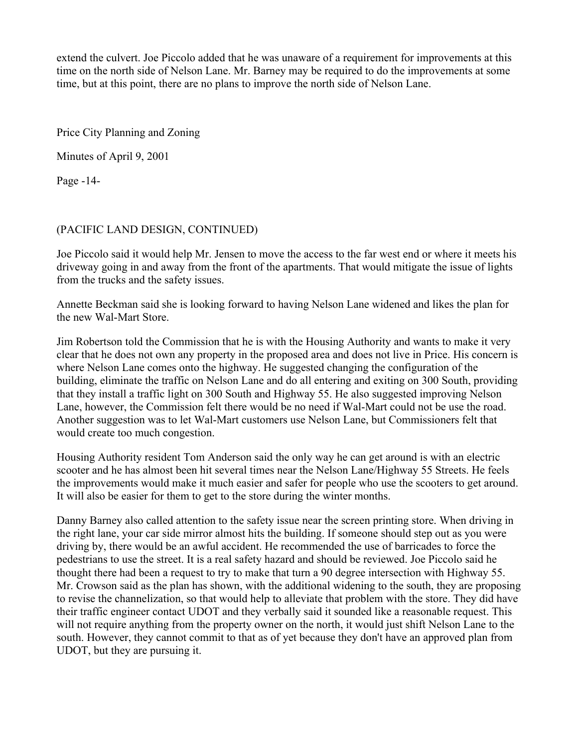extend the culvert. Joe Piccolo added that he was unaware of a requirement for improvements at this time on the north side of Nelson Lane. Mr. Barney may be required to do the improvements at some time, but at this point, there are no plans to improve the north side of Nelson Lane.

(PACIFIC LAND DESIGN, CONTINUED)

Joe Piccolo said it would help Mr. Jensen to move the access to the far west end or where it meets his driveway going in and away from the front of the apartments. That would mitigate the issue of lights from the trucks and the safety issues.

Annette Beckman said she is looking forward to having Nelson Lane widened and likes the plan for the new Wal-Mart Store.

Jim Robertson told the Commission that he is with the Housing Authority and wants to make it very clear that he does not own any property in the proposed area and does not live in Price. His concern is where Nelson Lane comes onto the highway. He suggested changing the configuration of the building, eliminate the traffic on Nelson Lane and do all entering and exiting on 300 South, providing that they install a traffic light on 300 South and Highway 55. He also suggested improving Nelson Lane, however, the Commission felt there would be no need if Wal-Mart could not be use the road. Another suggestion was to let Wal-Mart customers use Nelson Lane, but Commissioners felt that would create too much congestion.

Housing Authority resident Tom Anderson said the only way he can get around is with an electric scooter and he has almost been hit several times near the Nelson Lane/Highway 55 Streets. He feels the improvements would make it much easier and safer for people who use the scooters to get around. It will also be easier for them to get to the store during the winter months.

Danny Barney also called attention to the safety issue near the screen printing store. When driving in the right lane, your car side mirror almost hits the building. If someone should step out as you were driving by, there would be an awful accident. He recommended the use of barricades to force the pedestrians to use the street. It is a real safety hazard and should be reviewed. Joe Piccolo said he thought there had been a request to try to make that turn a 90 degree intersection with Highway 55. Mr. Crowson said as the plan has shown, with the additional widening to the south, they are proposing to revise the channelization, so that would help to alleviate that problem with the store. They did have their traffic engineer contact UDOT and they verbally said it sounded like a reasonable request. This will not require anything from the property owner on the north, it would just shift Nelson Lane to the south. However, they cannot commit to that as of yet because they don't have an approved plan from UDOT, but they are pursuing it.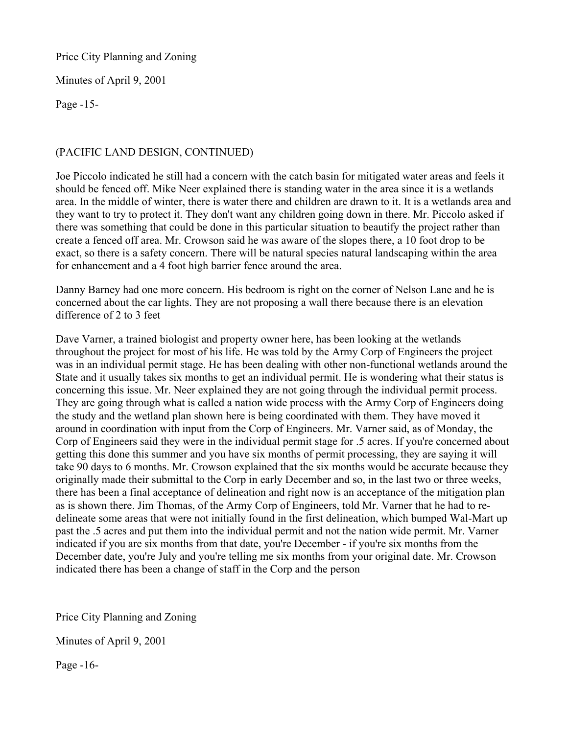(PACIFIC LAND DESIGN, CONTINUED)

Joe Piccolo indicated he still had a concern with the catch basin for mitigated water areas and feels it should be fenced off. Mike Neer explained there is standing water in the area since it is a wetlands area. In the middle of winter, there is water there and children are drawn to it. It is a wetlands area and they want to try to protect it. They don't want any children going down in there. Mr. Piccolo asked if there was something that could be done in this particular situation to beautify the project rather than create a fenced off area. Mr. Crowson said he was aware of the slopes there, a 10 foot drop to be exact, so there is a safety concern. There will be natural species natural landscaping within the area for enhancement and a 4 foot high barrier fence around the area.

Danny Barney had one more concern. His bedroom is right on the corner of Nelson Lane and he is concerned about the car lights. They are not proposing a wall there because there is an elevation difference of 2 to 3 feet

Dave Varner, a trained biologist and property owner here, has been looking at the wetlands throughout the project for most of his life. He was told by the Army Corp of Engineers the project was in an individual permit stage. He has been dealing with other non-functional wetlands around the State and it usually takes six months to get an individual permit. He is wondering what their status is concerning this issue. Mr. Neer explained they are not going through the individual permit process. They are going through what is called a nation wide process with the Army Corp of Engineers doing the study and the wetland plan shown here is being coordinated with them. They have moved it around in coordination with input from the Corp of Engineers. Mr. Varner said, as of Monday, the Corp of Engineers said they were in the individual permit stage for .5 acres. If you're concerned about getting this done this summer and you have six months of permit processing, they are saying it will take 90 days to 6 months. Mr. Crowson explained that the six months would be accurate because they originally made their submittal to the Corp in early December and so, in the last two or three weeks, there has been a final acceptance of delineation and right now is an acceptance of the mitigation plan as is shown there. Jim Thomas, of the Army Corp of Engineers, told Mr. Varner that he had to re-delineate some areas that were not initially found in the first delineation, which bumped Wal-Mart up past the .5 acres and put them into the individual permit and not the nation wide permit. Mr. Varner indicated if you are six months from that date, you're December - if you're six months from the December date, you're July and you're telling me six months from your original date. Mr. Crowson indicated there has been a change of staff in the Corp and the person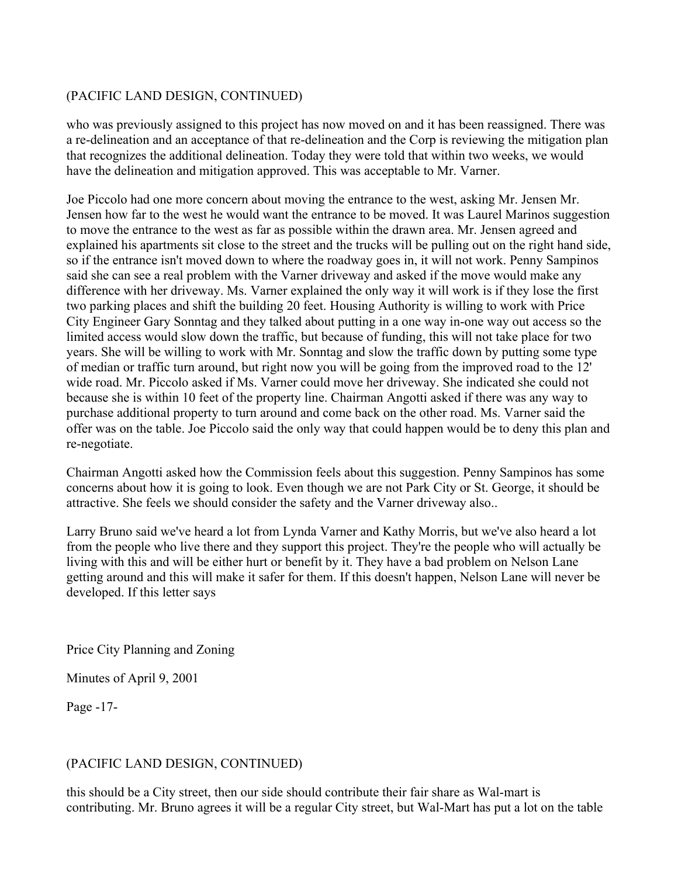(PACIFIC LAND DESIGN, CONTINUED)

who was previously assigned to this project has now moved on and it has been reassigned. There was a re-delineation and an acceptance of that re-delineation and the Corp is reviewing the mitigation plan that recognizes the additional delineation. Today they were told that within two weeks, we would have the delineation and mitigation approved. This was acceptable to Mr. Varner.

Joe Piccolo had one more concern about moving the entrance to the west, asking Mr. Jensen Mr. Jensen how far to the west he would want the entrance to be moved. It was Laurel Marinos suggestion to move the entrance to the west as far as possible within the drawn area. Mr. Jensen agreed and explained his apartments sit close to the street and the trucks will be pulling out on the right hand side, so if the entrance isn't moved down to where the roadway goes in, it will not work. Penny Sampinos said she can see a real problem with the Varner driveway and asked if the move would make any difference with her driveway. Ms. Varner explained the only way it will work is if they lose the first two parking places and shift the building 20 feet. Housing Authority is willing to work with Price City Engineer Gary Sonntag and they talked about putting in a one way in-one way out access so the limited access would slow down the traffic, but because of funding, this will not take place for two years. She will be willing to work with Mr. Sonntag and slow the traffic down by putting some type of median or traffic turn around, but right now you will be going from the improved road to the 12' wide road. Mr. Piccolo asked if Ms. Varner could move her driveway. She indicated she could not because she is within 10 feet of the property line. Chairman Angotti asked if there was any way to purchase additional property to turn around and come back on the other road. Ms. Varner said the offer was on the table. Joe Piccolo said the only way that could happen would be to deny this plan and re-negotiate.

Chairman Angotti asked how the Commission feels about this suggestion. Penny Sampinos has some concerns about how it is going to look. Even though we are not Park City or St. George, it should be attractive. She feels we should consider the safety and the Varner driveway also..

Larry Bruno said we've heard a lot from Lynda Varner and Kathy Morris, but we've also heard a lot from the people who live there and they support this project. They're the people who will actually be living with this and will be either hurt or benefit by it. They have a bad problem on Nelson Lane getting around and this will make it safer for them. If this doesn't happen, Nelson Lane will never be developed. If this letter says

Price City Planning and Zoning

Minutes of April 9, 2001

Page -17-

(PACIFIC LAND DESIGN, CONTINUED)

this should be a City street, then our side should contribute their fair share as Wal-mart is contributing. Mr. Bruno agrees it will be a regular City street, but Wal-Mart has put a lot on the table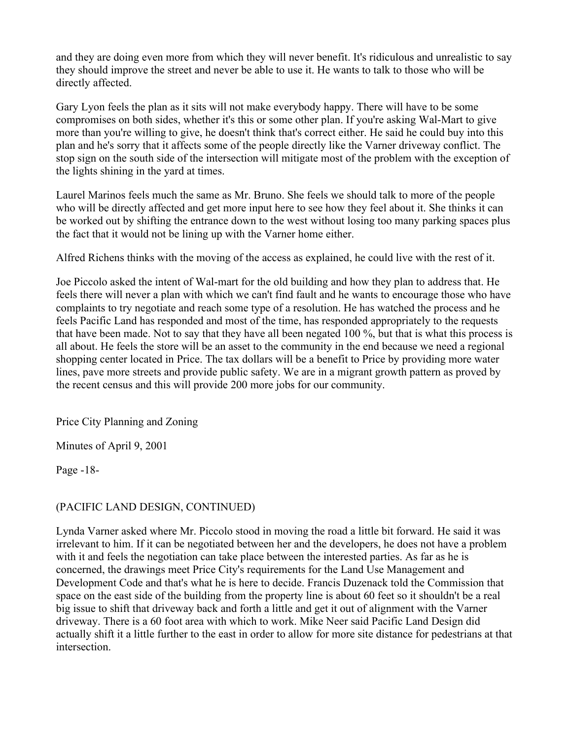and they are doing even more from which they will never benefit. It's ridiculous and unrealistic to say they should improve the street and never be able to use it. He wants to talk to those who will be directly affected.

Gary Lyon feels the plan as it sits will not make everybody happy. There will have to be some compromises on both sides, whether it's this or some other plan. If you're asking Wal-Mart to give more than you're willing to give, he doesn't think that's correct either. He said he could buy into this plan and he's sorry that it affects some of the people directly like the Varner driveway conflict. The stop sign on the south side of the intersection will mitigate most of the problem with the exception of the lights shining in the yard at times.

Laurel Marinos feels much the same as Mr. Bruno. She feels we should talk to more of the people who will be directly affected and get more input here to see how they feel about it. She thinks it can be worked out by shifting the entrance down to the west without losing too many parking spaces plus the fact that it would not be lining up with the Varner home either.

Alfred Richens thinks with the moving of the access as explained, he could live with the rest of it.

Joe Piccolo asked the intent of Wal-mart for the old building and how they plan to address that. He feels there will never a plan with which we can't find fault and he wants to encourage those who have complaints to try negotiate and reach some type of a resolution. He has watched the process and he feels Pacific Land has responded and most of the time, has responded appropriately to the requests that have been made. Not to say that they have all been negated 100 %, but that is what this process is all about. He feels the store will be an asset to the community in the end because we need a regional shopping center located in Price. The tax dollars will be a benefit to Price by providing more water lines, pave more streets and provide public safety. We are in a migrant growth pattern as proved by the recent census and this will provide 200 more jobs for our community.

Price City Planning and Zoning

Minutes of April 9, 2001

Page -18-

(PACIFIC LAND DESIGN, CONTINUED)

Lynda Varner asked where Mr. Piccolo stood in moving the road a little bit forward. He said it was irrelevant to him. If it can be negotiated between her and the developers, he does not have a problem with it and feels the negotiation can take place between the interested parties. As far as he is concerned, the drawings meet Price City's requirements for the Land Use Management and Development Code and that's what he is here to decide. Francis Duzenack told the Commission that space on the east side of the building from the property line is about 60 feet so it shouldn't be a real big issue to shift that driveway back and forth a little and get it out of alignment with the Varner driveway. There is a 60 foot area with which to work. Mike Neer said Pacific Land Design did actually shift it a little further to the east in order to allow for more site distance for pedestrians at that intersection.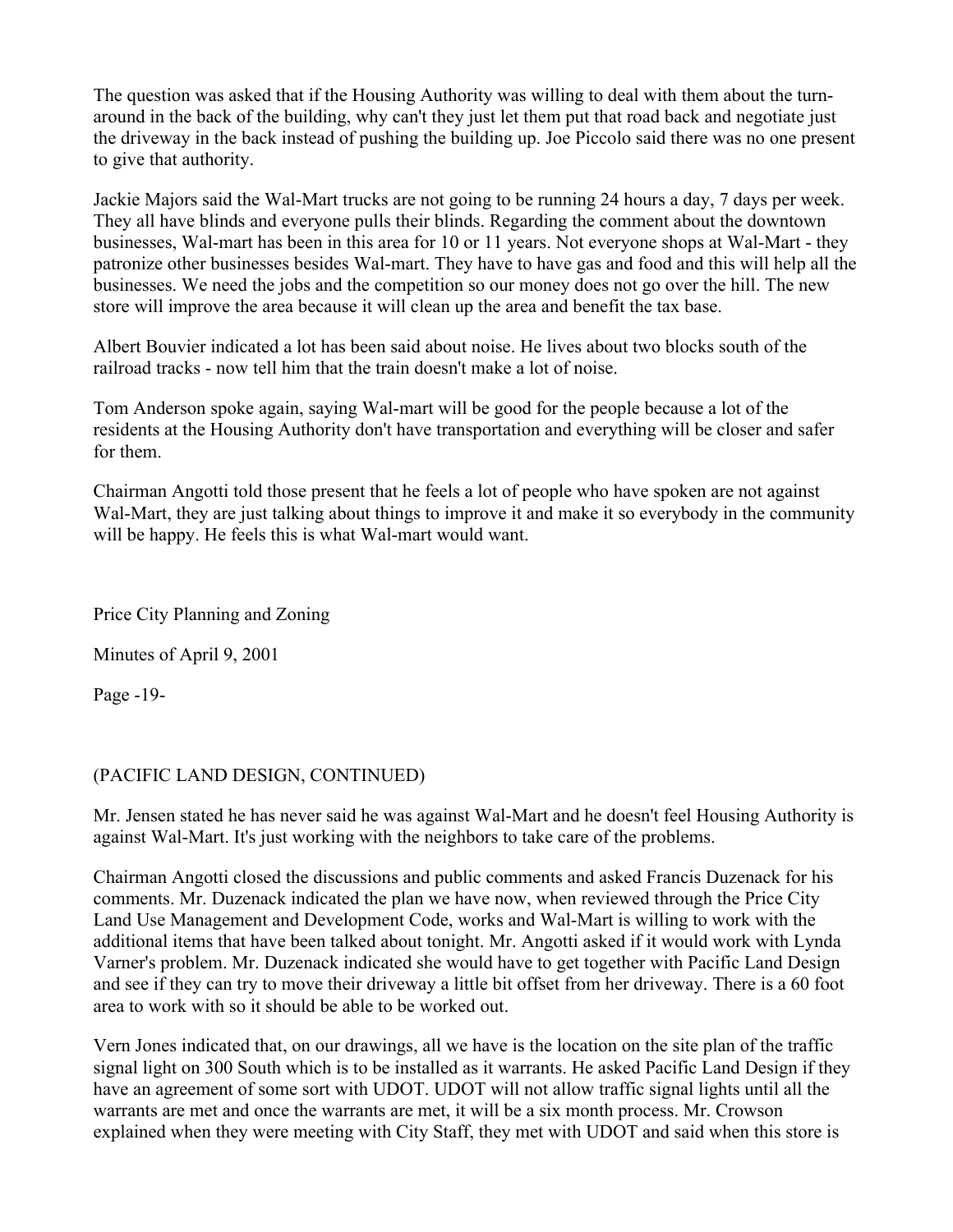The question was asked that if the Housing Authority was willing to deal with them about the turn-around in the back of the building, why can't they just let them put that road back and negotiate just the driveway in the back instead of pushing the building up. Joe Piccolo said there was no one present to give that authority.

Jackie Majors said the Wal-Mart trucks are not going to be running 24 hours a day, 7 days per week. They all have blinds and everyone pulls their blinds. Regarding the comment about the downtown businesses, Wal-mart has been in this area for 10 or 11 years. Not everyone shops at Wal-Mart - they patronize other businesses besides Wal-mart. They have to have gas and food and this will help all the businesses. We need the jobs and the competition so our money does not go over the hill. The new store will improve the area because it will clean up the area and benefit the tax base.

Albert Bouvier indicated a lot has been said about noise. He lives about two blocks south of the railroad tracks - now tell him that the train doesn't make a lot of noise.

Tom Anderson spoke again, saying Wal-mart will be good for the people because a lot of the residents at the Housing Authority don't have transportation and everything will be closer and safer for them.

Chairman Angotti told those present that he feels a lot of people who have spoken are not against Wal-Mart, they are just talking about things to improve it and make it so everybody in the community will be happy. He feels this is what Wal-mart would want.

(PACIFIC LAND DESIGN, CONTINUED)

Mr. Jensen stated he has never said he was against Wal-Mart and he doesn't feel Housing Authority is against Wal-Mart. It's just working with the neighbors to take care of the problems.

Chairman Angotti closed the discussions and public comments and asked Francis Duzenack for his comments. Mr. Duzenack indicated the plan we have now, when reviewed through the Price City Land Use Management and Development Code, works and Wal-Mart is willing to work with the additional items that have been talked about tonight. Mr. Angotti asked if it would work with Lynda Varner's problem. Mr. Duzenack indicated she would have to get together with Pacific Land Design and see if they can try to move their driveway a little bit offset from her driveway. There is a 60 foot area to work with so it should be able to be worked out.

Vern Jones indicated that, on our drawings, all we have is the location on the site plan of the traffic signal light on 300 South which is to be installed as it warrants. He asked Pacific Land Design if they have an agreement of some sort with UDOT. UDOT will not allow traffic signal lights until all the warrants are met and once the warrants are met, it will be a six month process. Mr. Crowson explained when they were meeting with City Staff, they met with UDOT and said when this store is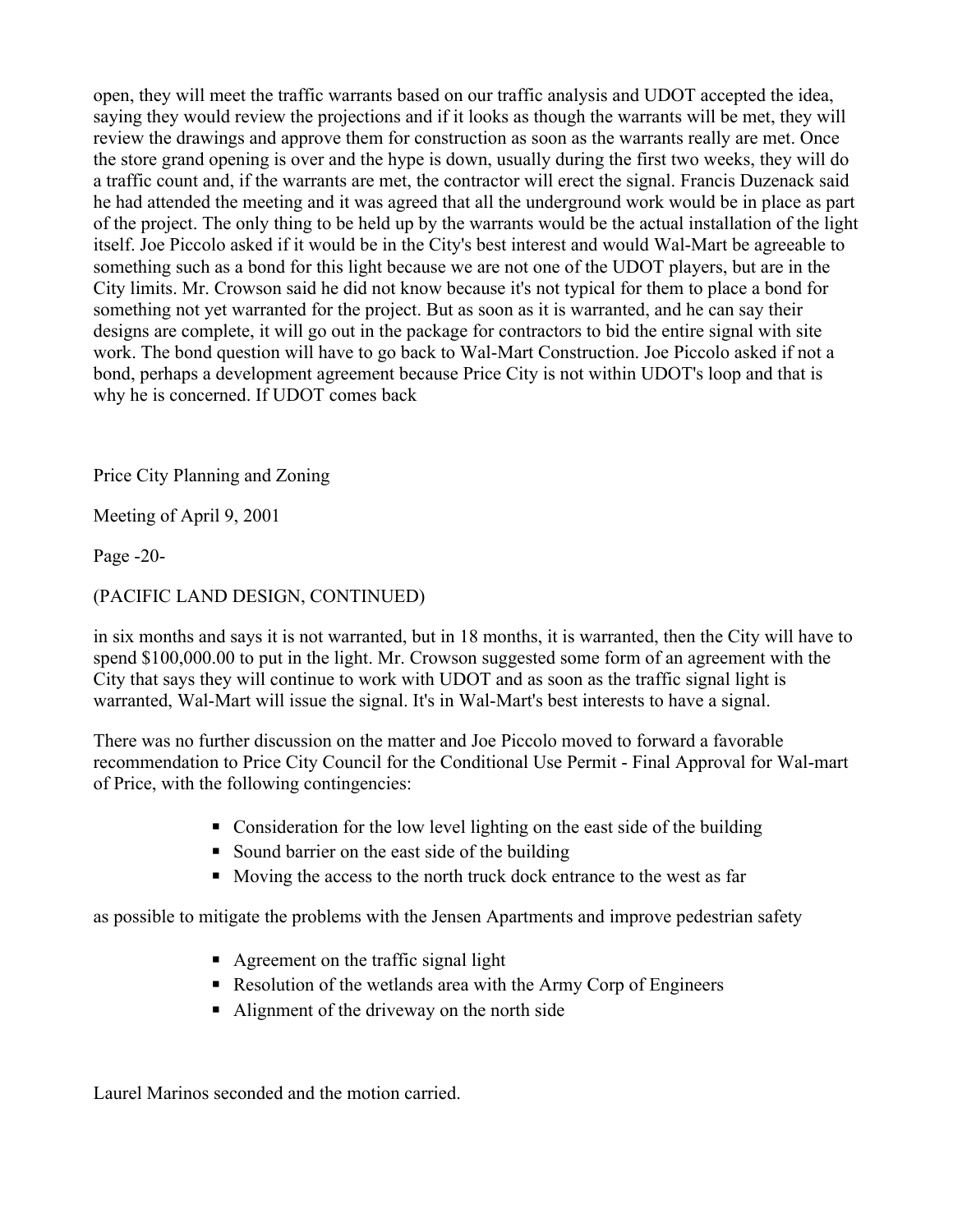open, they will meet the traffic warrants based on our traffic analysis and UDOT accepted the idea, saying they would review the projections and if it looks as though the warrants will be met, they will review the drawings and approve them for construction as soon as the warrants really are met. Once the store grand opening is over and the hype is down, usually during the first two weeks, they will do a traffic count and, if the warrants are met, the contractor will erect the signal. Francis Duzenack said he had attended the meeting and it was agreed that all the underground work would be in place as part of the project. The only thing to be held up by the warrants would be the actual installation of the light itself. Joe Piccolo asked if it would be in the City's best interest and would Wal-Mart be agreeable to something such as a bond for this light because we are not one of the UDOT players, but are in the City limits. Mr. Crowson said he did not know because it's not typical for them to place a bond for something not yet warranted for the project. But as soon as it is warranted, and he can say their designs are complete, it will go out in the package for contractors to bid the entire signal with site work. The bond question will have to go back to Wal-Mart Construction. Joe Piccolo asked if not a bond, perhaps a development agreement because Price City is not within UDOT's loop and that is why he is concerned. If UDOT comes back

(PACIFIC LAND DESIGN, CONTINUED)

in six months and says it is not warranted, but in 18 months, it is warranted, then the City will have to spend $100,000.00 to put in the light. Mr. Crowson suggested some form of an agreement with the City that says they will continue to work with UDOT and as soon as the traffic signal light is warranted, Wal-Mart will issue the signal. It's in Wal-Mart's best interests to have a signal.

There was no further discussion on the matter and Joe Piccolo moved to forward a favorable recommendation to Price City Council for the Conditional Use Permit - Final Approval for Wal-mart of Price, with the following contingencies:

- Consideration for the low level lighting on the east side of the building
- Sound barrier on the east side of the building
- Moving the access to the north truck dock entrance to the west as far as possible to mitigate the problems with the Jensen Apartments and improve pedestrian safety
- Agreement on the traffic signal light
- Resolution of the wetlands area with the Army Corp of Engineers
- Alignment of the driveway on the north side

Laurel Marinos seconded and the motion carried.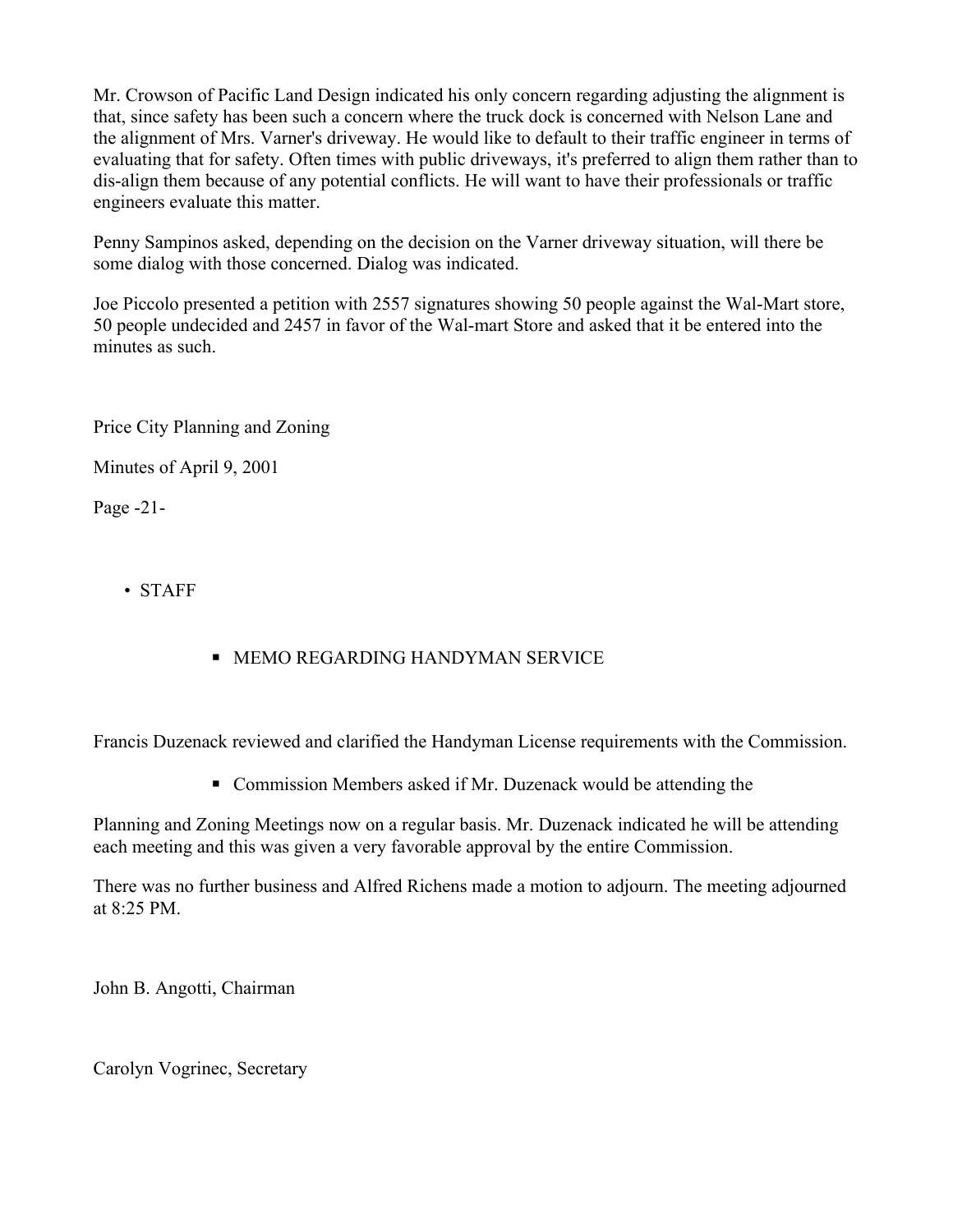Mr. Crowson of Pacific Land Design indicated his only concern regarding adjusting the alignment is that, since safety has been such a concern where the truck dock is concerned with Nelson Lane and the alignment of Mrs. Varner's driveway. He would like to default to their traffic engineer in terms of evaluating that for safety. Often times with public driveways, it's preferred to align them rather than to dis-align them because of any potential conflicts. He will want to have their professionals or traffic engineers evaluate this matter.

Penny Sampinos asked, depending on the decision on the Varner driveway situation, will there be some dialog with those concerned. Dialog was indicated.

Joe Piccolo presented a petition with 2557 signatures showing 50 people against the Wal-Mart store, 50 people undecided and 2457 in favor of the Wal-mart Store and asked that it be entered into the minutes as such.

Price City Planning and Zoning

Minutes of April 9, 2001

Page -21-

- STAFF

  - MEMO REGARDING HANDYMAN SERVICE

Francis Duzenack reviewed and clarified the Handyman License requirements with the Commission.

  - Commission Members asked if Mr. Duzenack would be attending the

Planning and Zoning Meetings now on a regular basis. Mr. Duzenack indicated he will be attending each meeting and this was given a very favorable approval by the entire Commission.

There was no further business and Alfred Richens made a motion to adjourn. The meeting adjourned at 8:25 PM.

John B. Angotti, Chairman

Carolyn Vogrinec, Secretary